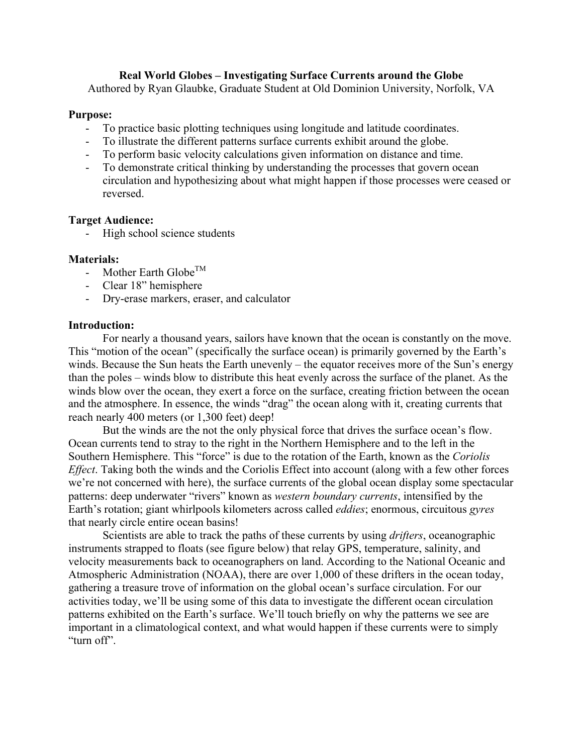# Real World Globes – Investigating Surface Currents around the Globe

Authored by Ryan Glaubke, Graduate Student at Old Dominion University, Norfolk, VA

**Purpose:**

- To practice basic plotting techniques using longitude and latitude coordinates.
- To illustrate the different patterns surface currents exhibit around the globe.
- To perform basic velocity calculations given information on distance and time.
- To demonstrate critical thinking by understanding the processes that govern ocean circulation and hypothesizing about what might happen if those processes were ceased or reversed.

**Target Audience:**

- High school science students

**Materials:**

- Mother Earth Globe™
- Clear 18" hemisphere
- Dry-erase markers, eraser, and calculator

**Introduction:**

For nearly a thousand years, sailors have known that the ocean is constantly on the move. This "motion of the ocean" (specifically the surface ocean) is primarily governed by the Earth's winds. Because the Sun heats the Earth unevenly – the equator receives more of the Sun's energy than the poles – winds blow to distribute this heat evenly across the surface of the planet. As the winds blow over the ocean, they exert a force on the surface, creating friction between the ocean and the atmosphere. In essence, the winds "drag" the ocean along with it, creating currents that reach nearly 400 meters (or 1,300 feet) deep!

But the winds are the not the only physical force that drives the surface ocean's flow. Ocean currents tend to stray to the right in the Northern Hemisphere and to the left in the Southern Hemisphere. This "force" is due to the rotation of the Earth, known as the *Coriolis Effect*. Taking both the winds and the Coriolis Effect into account (along with a few other forces we're not concerned with here), the surface currents of the global ocean display some spectacular patterns: deep underwater "rivers" known as *western boundary currents*, intensified by the Earth's rotation; giant whirlpools kilometers across called *eddies*; enormous, circuitous *gyres* that nearly circle entire ocean basins!

Scientists are able to track the paths of these currents by using *drifters*, oceanographic instruments strapped to floats (see figure below) that relay GPS, temperature, salinity, and velocity measurements back to oceanographers on land. According to the National Oceanic and Atmospheric Administration (NOAA), there are over 1,000 of these drifters in the ocean today, gathering a treasure trove of information on the global ocean's surface circulation. For our activities today, we'll be using some of this data to investigate the different ocean circulation patterns exhibited on the Earth's surface. We'll touch briefly on why the patterns we see are important in a climatological context, and what would happen if these currents were to simply "turn off".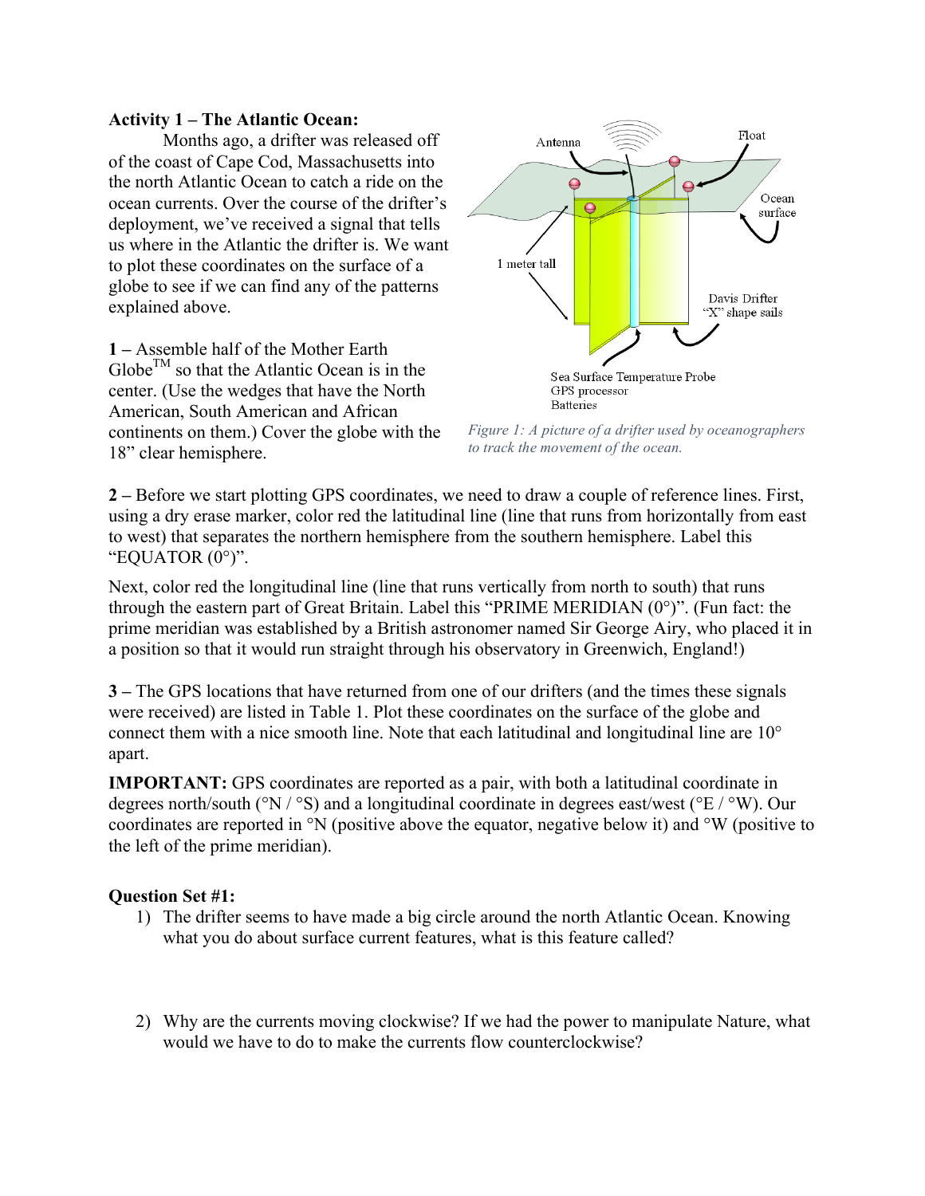**Activity 1 – The Atlantic Ocean:**

Months ago, a drifter was released off of the coast of Cape Cod, Massachusetts into the north Atlantic Ocean to catch a ride on the ocean currents. Over the course of the drifter's deployment, we've received a signal that tells us where in the Atlantic the drifter is. We want to plot these coordinates on the surface of a globe to see if we can find any of the patterns explained above.

*Figure 1: A picture of a drifter used by oceanographers to track the movement of the ocean.*

**1 –** Assemble half of the Mother Earth Globe™ so that the Atlantic Ocean is in the center. (Use the wedges that have the North American, South American and African continents on them.) Cover the globe with the 18" clear hemisphere.

**2 –** Before we start plotting GPS coordinates, we need to draw a couple of reference lines. First, using a dry erase marker, color red the latitudinal line (line that runs from horizontally from east to west) that separates the northern hemisphere from the southern hemisphere. Label this "EQUATOR (0°)".

Next, color red the longitudinal line (line that runs vertically from north to south) that runs through the eastern part of Great Britain. Label this "PRIME MERIDIAN (0°)". (Fun fact: the prime meridian was established by a British astronomer named Sir George Airy, who placed it in a position so that it would run straight through his observatory in Greenwich, England!)

**3 –** The GPS locations that have returned from one of our drifters (and the times these signals were received) are listed in Table 1. Plot these coordinates on the surface of the globe and connect them with a nice smooth line. Note that each latitudinal and longitudinal line are 10° apart.

**IMPORTANT:** GPS coordinates are reported as a pair, with both a latitudinal coordinate in degrees north/south (°N / °S) and a longitudinal coordinate in degrees east/west (°E / °W). Our coordinates are reported in °N (positive above the equator, negative below it) and °W (positive to the left of the prime meridian).

**Question Set #1:**

1) The drifter seems to have made a big circle around the north Atlantic Ocean. Knowing what you do about surface current features, what is this feature called?

2) Why are the currents moving clockwise? If we had the power to manipulate Nature, what would we have to do to make the currents flow counterclockwise?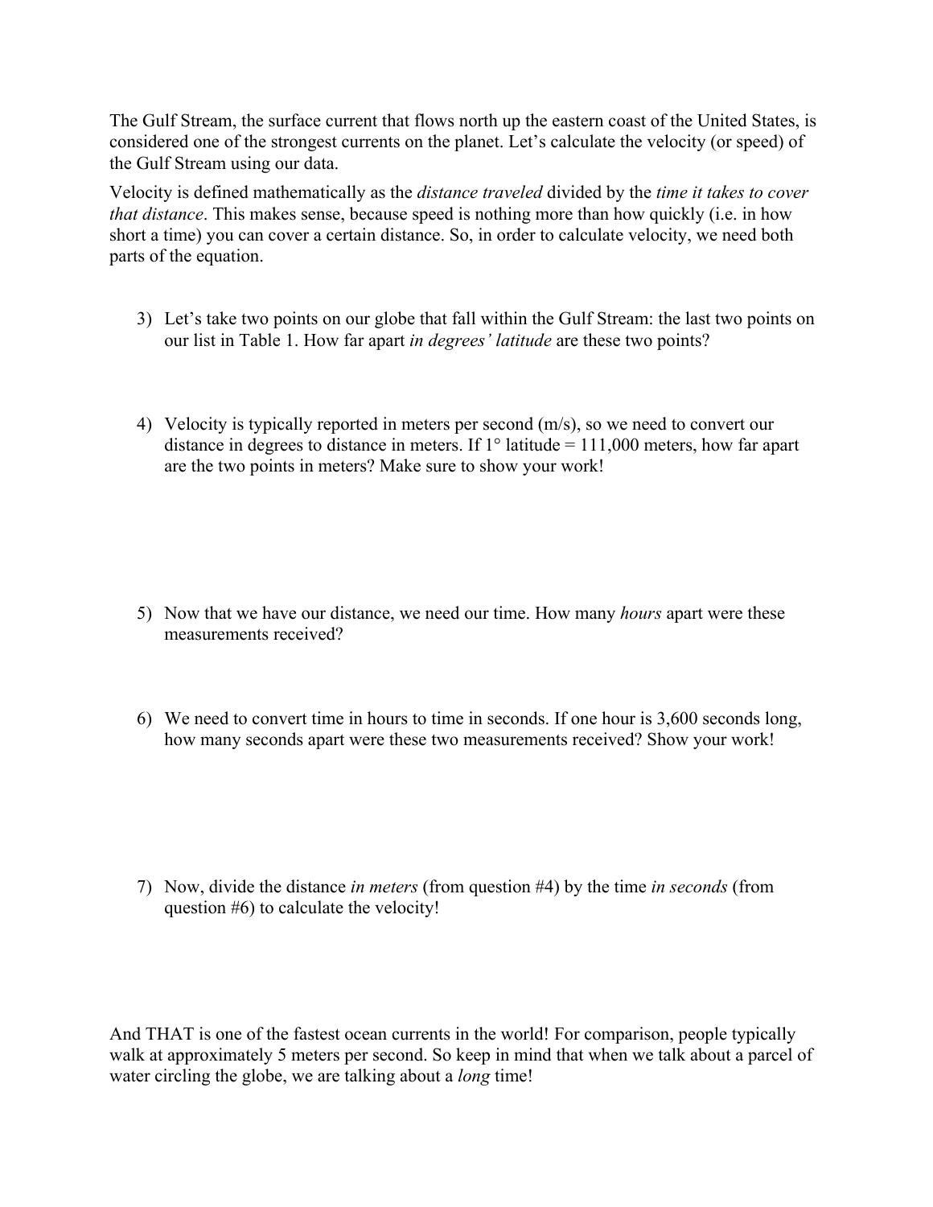The Gulf Stream, the surface current that flows north up the eastern coast of the United States, is considered one of the strongest currents on the planet. Let's calculate the velocity (or speed) of the Gulf Stream using our data.

Velocity is defined mathematically as the *distance traveled* divided by the *time it takes to cover that distance*. This makes sense, because speed is nothing more than how quickly (i.e. in how short a time) you can cover a certain distance. So, in order to calculate velocity, we need both parts of the equation.

3) Let's take two points on our globe that fall within the Gulf Stream: the last two points on our list in Table 1. How far apart *in degrees' latitude* are these two points?

4) Velocity is typically reported in meters per second (m/s), so we need to convert our distance in degrees to distance in meters. If 1° latitude = 111,000 meters, how far apart are the two points in meters? Make sure to show your work!

5) Now that we have our distance, we need our time. How many *hours* apart were these measurements received?

6) We need to convert time in hours to time in seconds. If one hour is 3,600 seconds long, how many seconds apart were these two measurements received? Show your work!

7) Now, divide the distance *in meters* (from question #4) by the time *in seconds* (from question #6) to calculate the velocity!

And THAT is one of the fastest ocean currents in the world! For comparison, people typically walk at approximately 5 meters per second. So keep in mind that when we talk about a parcel of water circling the globe, we are talking about a *long* time!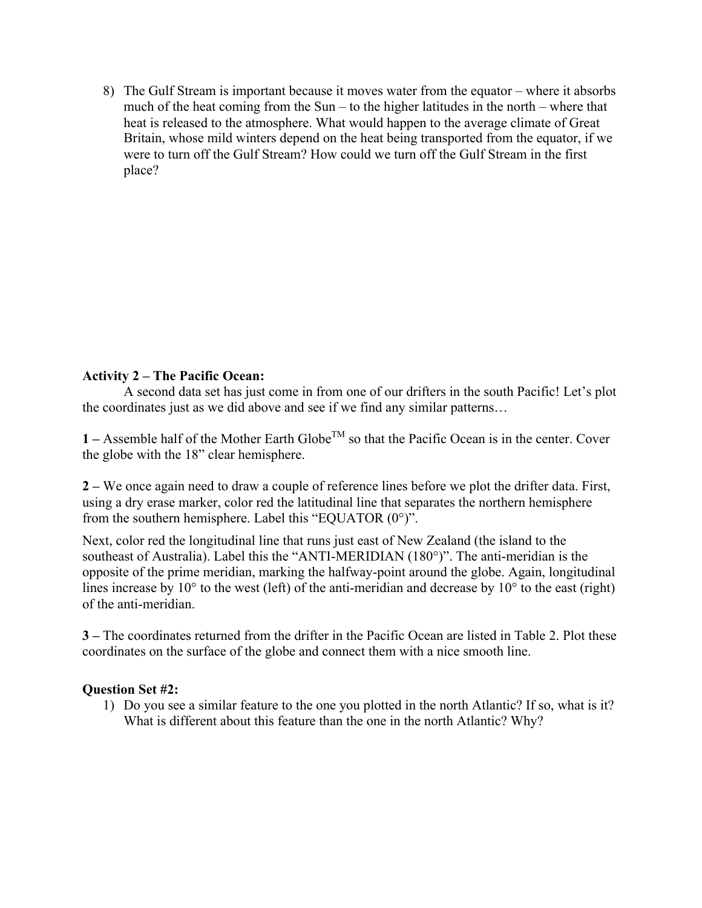8) The Gulf Stream is important because it moves water from the equator – where it absorbs much of the heat coming from the Sun – to the higher latitudes in the north – where that heat is released to the atmosphere. What would happen to the average climate of Great Britain, whose mild winters depend on the heat being transported from the equator, if we were to turn off the Gulf Stream? How could we turn off the Gulf Stream in the first place?

**Activity 2 – The Pacific Ocean:**

A second data set has just come in from one of our drifters in the south Pacific! Let's plot the coordinates just as we did above and see if we find any similar patterns…

**1 –** Assemble half of the Mother Earth Globe™ so that the Pacific Ocean is in the center. Cover the globe with the 18" clear hemisphere.

**2 –** We once again need to draw a couple of reference lines before we plot the drifter data. First, using a dry erase marker, color red the latitudinal line that separates the northern hemisphere from the southern hemisphere. Label this "EQUATOR (0°)".

Next, color red the longitudinal line that runs just east of New Zealand (the island to the southeast of Australia). Label this the "ANTI-MERIDIAN (180°)". The anti-meridian is the opposite of the prime meridian, marking the halfway-point around the globe. Again, longitudinal lines increase by 10° to the west (left) of the anti-meridian and decrease by 10° to the east (right) of the anti-meridian.

**3 –** The coordinates returned from the drifter in the Pacific Ocean are listed in Table 2. Plot these coordinates on the surface of the globe and connect them with a nice smooth line.

**Question Set #2:**

1) Do you see a similar feature to the one you plotted in the north Atlantic? If so, what is it? What is different about this feature than the one in the north Atlantic? Why?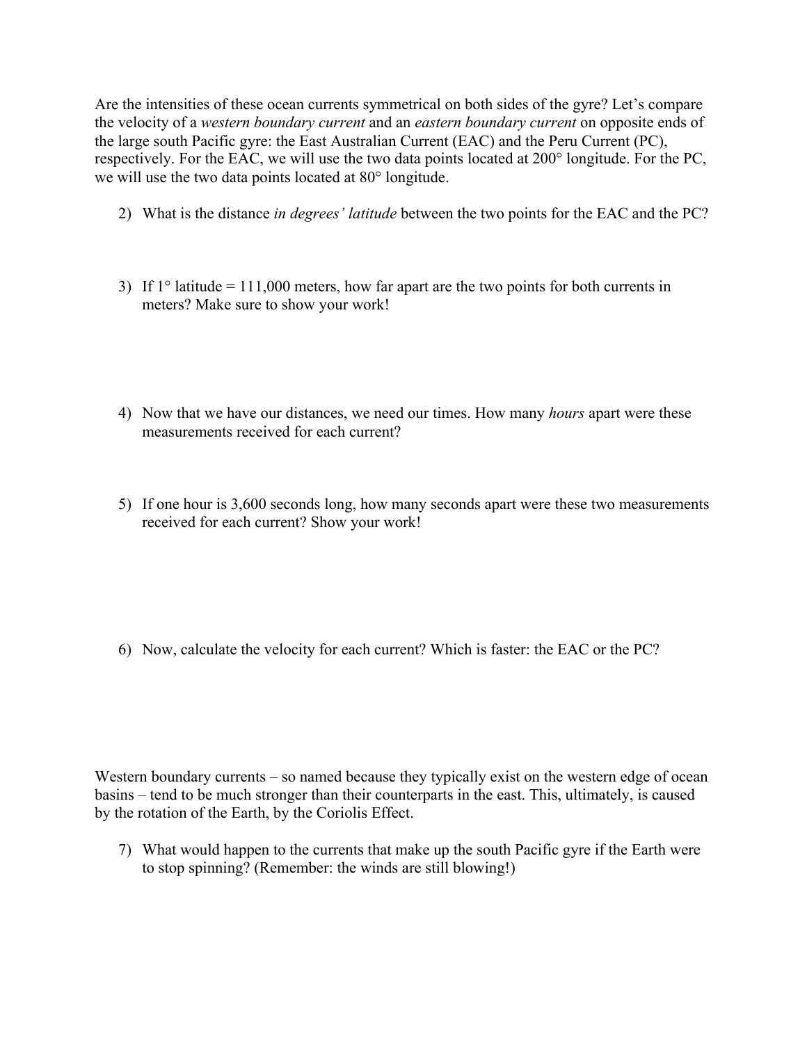Are the intensities of these ocean currents symmetrical on both sides of the gyre? Let's compare the velocity of a *western boundary current* and an *eastern boundary current* on opposite ends of the large south Pacific gyre: the East Australian Current (EAC) and the Peru Current (PC), respectively. For the EAC, we will use the two data points located at 200° longitude. For the PC, we will use the two data points located at 80° longitude.

2) What is the distance *in degrees' latitude* between the two points for the EAC and the PC?

3) If 1° latitude = 111,000 meters, how far apart are the two points for both currents in meters? Make sure to show your work!

4) Now that we have our distances, we need our times. How many *hours* apart were these measurements received for each current?

5) If one hour is 3,600 seconds long, how many seconds apart were these two measurements received for each current? Show your work!

6) Now, calculate the velocity for each current? Which is faster: the EAC or the PC?

Western boundary currents – so named because they typically exist on the western edge of ocean basins – tend to be much stronger than their counterparts in the east. This, ultimately, is caused by the rotation of the Earth, by the Coriolis Effect.

7) What would happen to the currents that make up the south Pacific gyre if the Earth were to stop spinning? (Remember: the winds are still blowing!)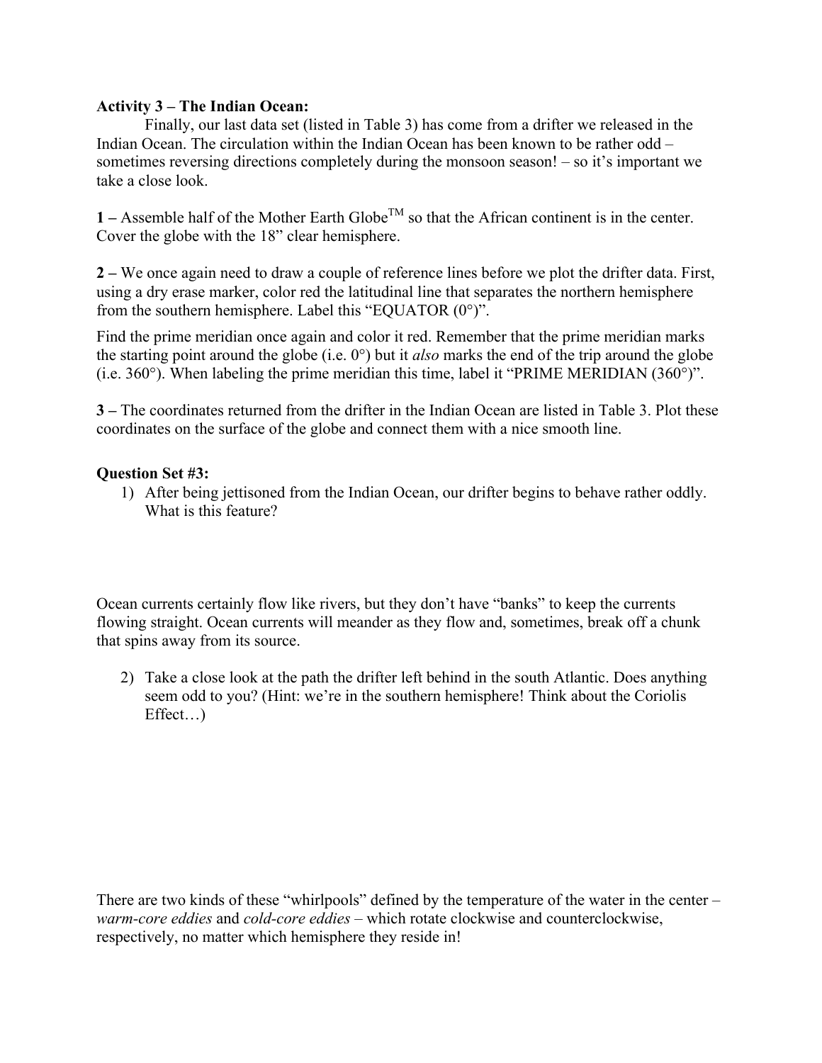**Activity 3 – The Indian Ocean:**

Finally, our last data set (listed in Table 3) has come from a drifter we released in the Indian Ocean. The circulation within the Indian Ocean has been known to be rather odd – sometimes reversing directions completely during the monsoon season! – so it's important we take a close look.

**1 –** Assemble half of the Mother Earth Globe™ so that the African continent is in the center. Cover the globe with the 18" clear hemisphere.

**2 –** We once again need to draw a couple of reference lines before we plot the drifter data. First, using a dry erase marker, color red the latitudinal line that separates the northern hemisphere from the southern hemisphere. Label this "EQUATOR (0°)".

Find the prime meridian once again and color it red. Remember that the prime meridian marks the starting point around the globe (i.e. 0°) but it *also* marks the end of the trip around the globe (i.e. 360°). When labeling the prime meridian this time, label it "PRIME MERIDIAN (360°)".

**3 –** The coordinates returned from the drifter in the Indian Ocean are listed in Table 3. Plot these coordinates on the surface of the globe and connect them with a nice smooth line.

**Question Set #3:**

1) After being jettisoned from the Indian Ocean, our drifter begins to behave rather oddly. What is this feature?

Ocean currents certainly flow like rivers, but they don't have "banks" to keep the currents flowing straight. Ocean currents will meander as they flow and, sometimes, break off a chunk that spins away from its source.

2) Take a close look at the path the drifter left behind in the south Atlantic. Does anything seem odd to you? (Hint: we're in the southern hemisphere! Think about the Coriolis Effect…)

There are two kinds of these "whirlpools" defined by the temperature of the water in the center – *warm-core eddies* and *cold-core eddies* – which rotate clockwise and counterclockwise, respectively, no matter which hemisphere they reside in!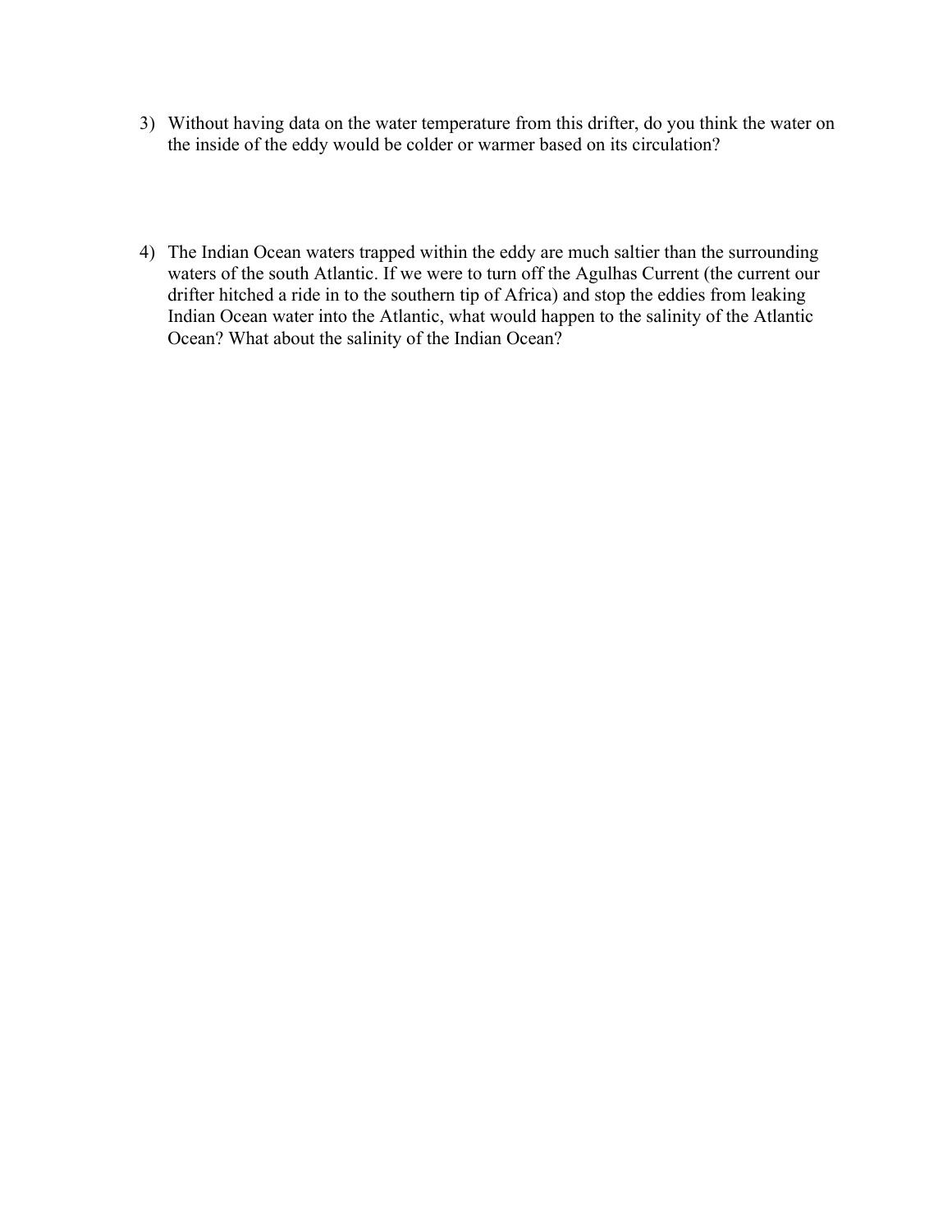3) Without having data on the water temperature from this drifter, do you think the water on the inside of the eddy would be colder or warmer based on its circulation?

4) The Indian Ocean waters trapped within the eddy are much saltier than the surrounding waters of the south Atlantic. If we were to turn off the Agulhas Current (the current our drifter hitched a ride in to the southern tip of Africa) and stop the eddies from leaking Indian Ocean water into the Atlantic, what would happen to the salinity of the Atlantic Ocean? What about the salinity of the Indian Ocean?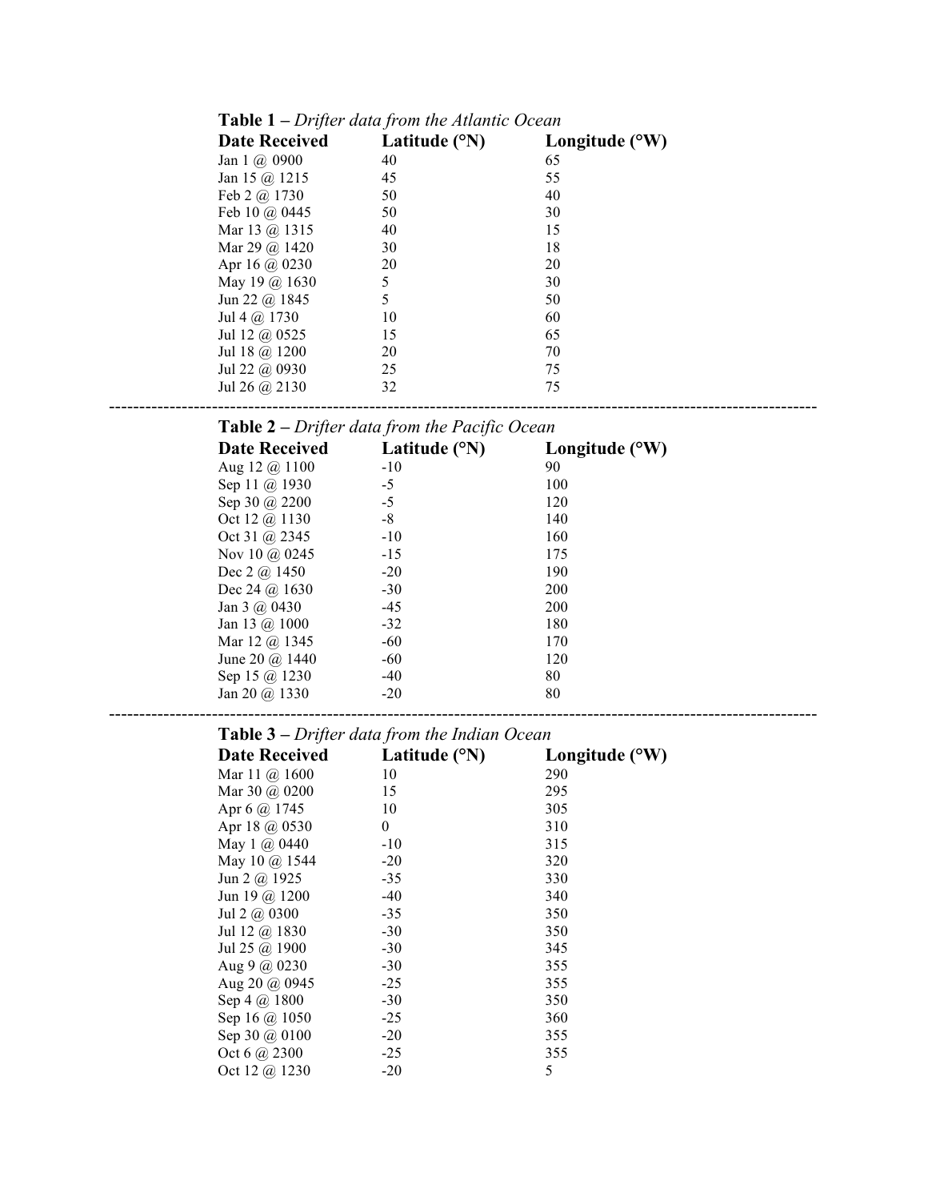**Table 1 –** *Drifter data from the Atlantic Ocean*

| Date Received | Latitude (°N) | Longitude (°W) |
|---|---|---|
| Jan 1 @ 0900 | 40 | 65 |
| Jan 15 @ 1215 | 45 | 55 |
| Feb 2 @ 1730 | 50 | 40 |
| Feb 10 @ 0445 | 50 | 30 |
| Mar 13 @ 1315 | 40 | 15 |
| Mar 29 @ 1420 | 30 | 18 |
| Apr 16 @ 0230 | 20 | 20 |
| May 19 @ 1630 | 5 | 30 |
| Jun 22 @ 1845 | 5 | 50 |
| Jul 4 @ 1730 | 10 | 60 |
| Jul 12 @ 0525 | 15 | 65 |
| Jul 18 @ 1200 | 20 | 70 |
| Jul 22 @ 0930 | 25 | 75 |
| Jul 26 @ 2130 | 32 | 75 |

---

**Table 2 –** *Drifter data from the Pacific Ocean*

| Date Received | Latitude (°N) | Longitude (°W) |
|---|---|---|
| Aug 12 @ 1100 | -10 | 90 |
| Sep 11 @ 1930 | -5 | 100 |
| Sep 30 @ 2200 | -5 | 120 |
| Oct 12 @ 1130 | -8 | 140 |
| Oct 31 @ 2345 | -10 | 160 |
| Nov 10 @ 0245 | -15 | 175 |
| Dec 2 @ 1450 | -20 | 190 |
| Dec 24 @ 1630 | -30 | 200 |
| Jan 3 @ 0430 | -45 | 200 |
| Jan 13 @ 1000 | -32 | 180 |
| Mar 12 @ 1345 | -60 | 170 |
| June 20 @ 1440 | -60 | 120 |
| Sep 15 @ 1230 | -40 | 80 |
| Jan 20 @ 1330 | -20 | 80 |

---

**Table 3 –** *Drifter data from the Indian Ocean*

| Date Received | Latitude (°N) | Longitude (°W) |
|---|---|---|
| Mar 11 @ 1600 | 10 | 290 |
| Mar 30 @ 0200 | 15 | 295 |
| Apr 6 @ 1745 | 10 | 305 |
| Apr 18 @ 0530 | 0 | 310 |
| May 1 @ 0440 | -10 | 315 |
| May 10 @ 1544 | -20 | 320 |
| Jun 2 @ 1925 | -35 | 330 |
| Jun 19 @ 1200 | -40 | 340 |
| Jul 2 @ 0300 | -35 | 350 |
| Jul 12 @ 1830 | -30 | 350 |
| Jul 25 @ 1900 | -30 | 345 |
| Aug 9 @ 0230 | -30 | 355 |
| Aug 20 @ 0945 | -25 | 355 |
| Sep 4 @ 1800 | -30 | 350 |
| Sep 16 @ 1050 | -25 | 360 |
| Sep 30 @ 0100 | -20 | 355 |
| Oct 6 @ 2300 | -25 | 355 |
| Oct 12 @ 1230 | -20 | 5 |